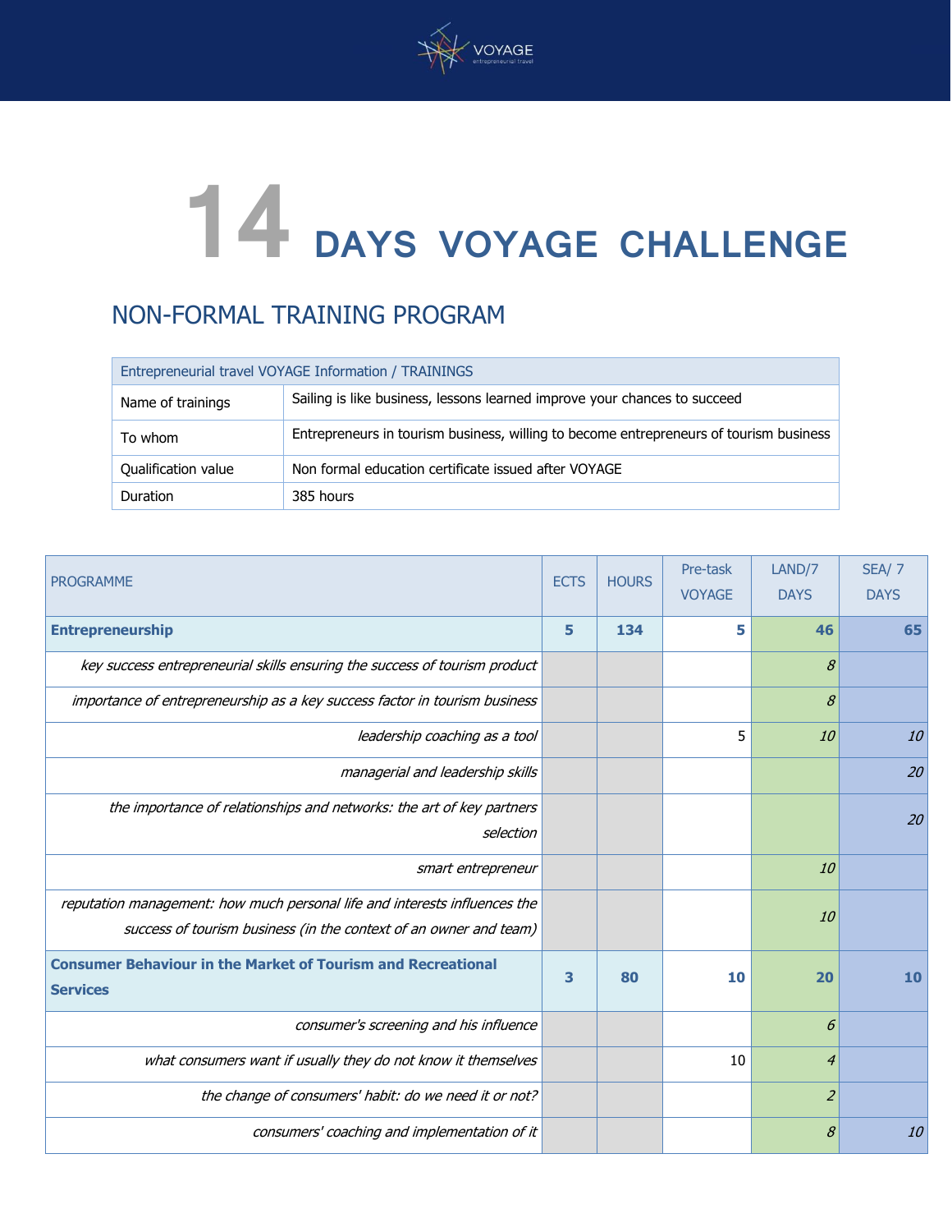# 14 DAYS VOYAGE CHALLENGE

## NON-FORMAL TRAINING PROGRAM

| Entrepreneurial travel VOYAGE Information / TRAININGS | |
|---|---|
| Name of trainings | Sailing is like business, lessons learned improve your chances to succeed |
| To whom | Entrepreneurs in tourism business, willing to become entrepreneurs of tourism business |
| Qualification value | Non formal education certificate issued after VOYAGE |
| Duration | 385 hours |

| PROGRAMME | ECTS | HOURS | Pre-task VOYAGE | LAND/7 DAYS | SEA/ 7 DAYS |
|---|---|---|---|---|---|
| **Entrepreneurship** | **5** | **134** | **5** | **46** | **65** |
| *key success entrepreneurial skills ensuring the success of tourism product* | | | | *8* | |
| *importance of entrepreneurship as a key success factor in tourism business* | | | | *8* | |
| *leadership coaching as a tool* | | | 5 | *10* | *10* |
| *managerial and leadership skills* | | | | | *20* |
| *the importance of relationships and networks: the art of key partners selection* | | | | | *20* |
| *smart entrepreneur* | | | | *10* | |
| *reputation management: how much personal life and interests influences the success of tourism business (in the context of an owner and team)* | | | | *10* | |
| **Consumer Behaviour in the Market of Tourism and Recreational Services** | **3** | **80** | **10** | **20** | **10** |
| *consumer's screening and his influence* | | | | *6* | |
| *what consumers want if usually they do not know it themselves* | | | 10 | *4* | |
| *the change of consumers' habit: do we need it or not?* | | | | *2* | |
| *consumers' coaching and implementation of it* | | | | *8* | *10* |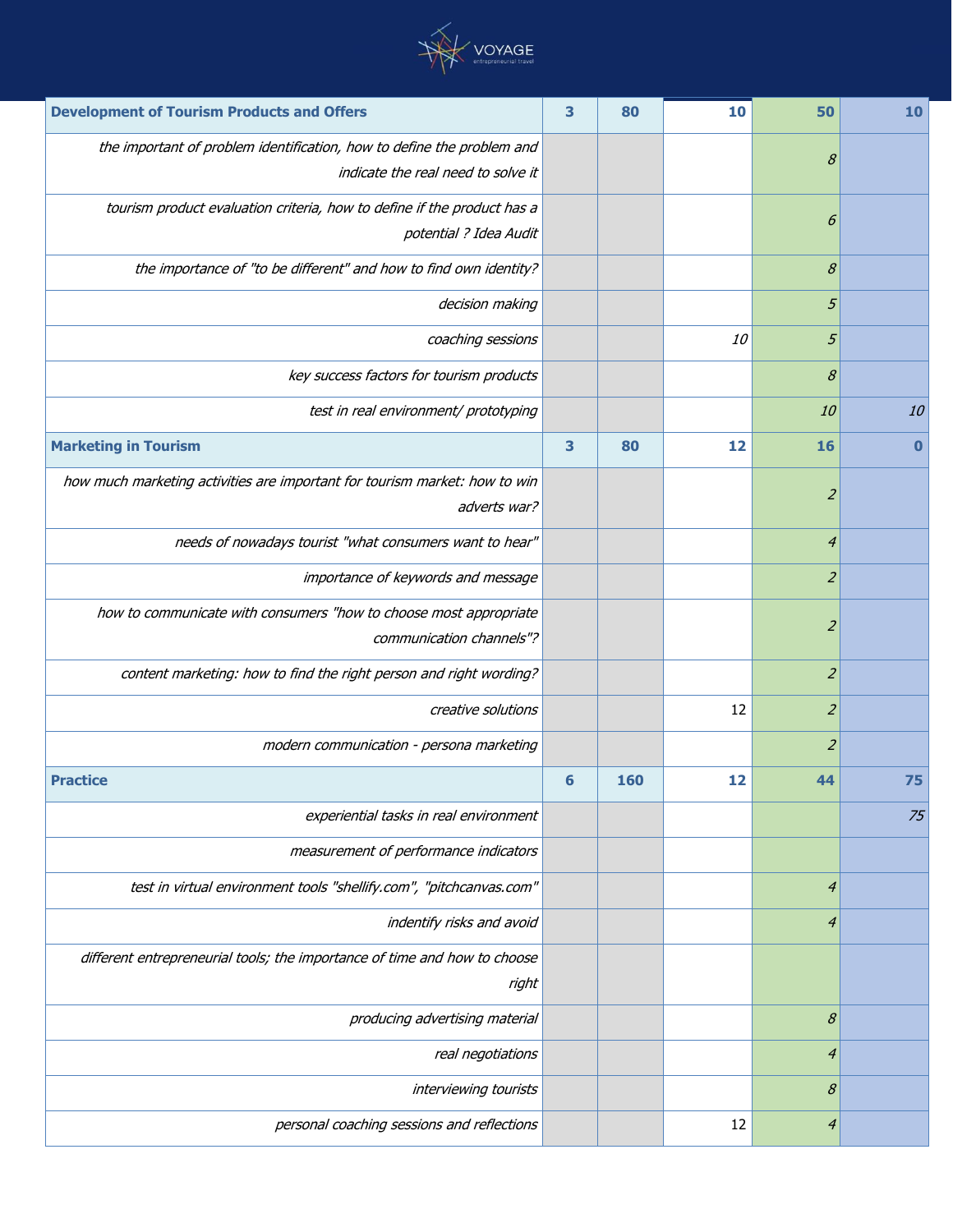| Development of Tourism Products and Offers | 3 | 80 | 10 | 50 | 10 |
|---|---|---|---|---|---|
| *the important of problem identification, how to define the problem and indicate the real need to solve it* | | | | *8* | |
| *tourism product evaluation criteria, how to define if the product has a potential ? Idea Audit* | | | | *6* | |
| *the importance of "to be different" and how to find own identity?* | | | | *8* | |
| *decision making* | | | | *5* | |
| *coaching sessions* | | | *10* | *5* | |
| *key success factors for tourism products* | | | | *8* | |
| *test in real environment/ prototyping* | | | | *10* | *10* |
| **Marketing in Tourism** | **3** | **80** | **12** | **16** | **0** |
| *how much marketing activities are important for tourism market: how to win adverts war?* | | | | *2* | |
| *needs of nowadays tourist "what consumers want to hear"* | | | | *4* | |
| *importance of keywords and message* | | | | *2* | |
| *how to communicate with consumers "how to choose most appropriate communication channels"?* | | | | *2* | |
| *content marketing: how to find the right person and right wording?* | | | | *2* | |
| *creative solutions* | | | 12 | *2* | |
| *modern communication - persona marketing* | | | | *2* | |
| **Practice** | **6** | **160** | **12** | **44** | **75** |
| *experiential tasks in real environment* | | | | | *75* |
| *measurement of performance indicators* | | | | | |
| *test in virtual environment tools "shellify.com", "pitchcanvas.com"* | | | | *4* | |
| *indentify risks and avoid* | | | | *4* | |
| *different entrepreneurial tools; the importance of time and how to choose right* | | | | | |
| *producing advertising material* | | | | *8* | |
| *real negotiations* | | | | *4* | |
| *interviewing tourists* | | | | *8* | |
| *personal coaching sessions and reflections* | | | 12 | *4* | |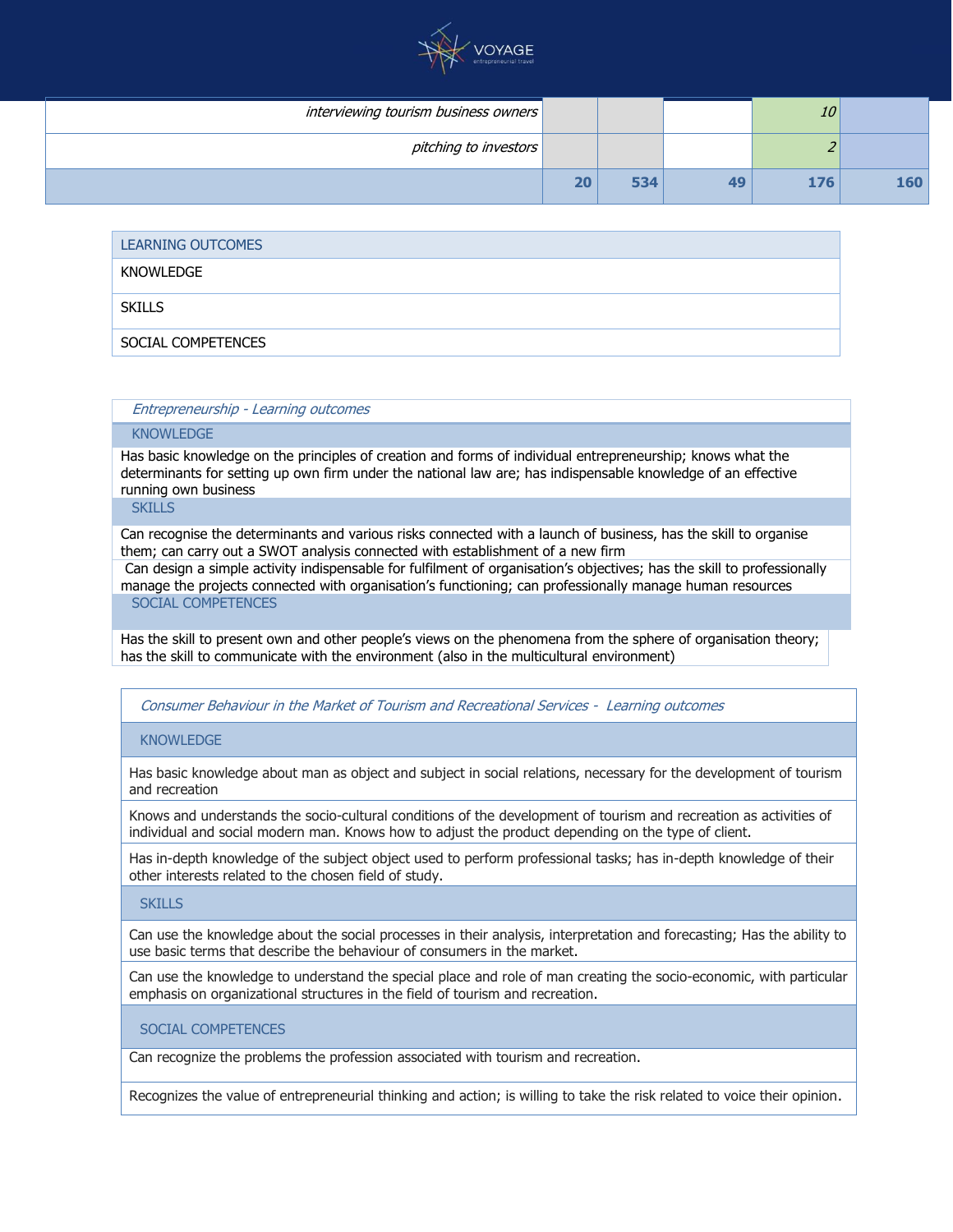| | | | | | |
|---|---|---|---|---|---|
| *interviewing tourism business owners* | | | | *10* | |
| *pitching to investors* | | | | *2* | |
| | **20** | **534** | **49** | **176** | **160** |

| LEARNING OUTCOMES |
|---|
| KNOWLEDGE |
| SKILLS |
| SOCIAL COMPETENCES |

| *Entrepreneurship - Learning outcomes* |
|---|
| KNOWLEDGE |
| Has basic knowledge on the principles of creation and forms of individual entrepreneurship; knows what the determinants for setting up own firm under the national law are; has indispensable knowledge of an effective running own business |
| SKILLS |
| Can recognise the determinants and various risks connected with a launch of business, has the skill to organise them; can carry out a SWOT analysis connected with establishment of a new firm |
| Can design a simple activity indispensable for fulfilment of organisation's objectives; has the skill to professionally manage the projects connected with organisation's functioning; can professionally manage human resources |
| SOCIAL COMPETENCES |
| Has the skill to present own and other people's views on the phenomena from the sphere of organisation theory; has the skill to communicate with the environment (also in the multicultural environment) |

| *Consumer Behaviour in the Market of Tourism and Recreational Services - Learning outcomes* |
|---|
| KNOWLEDGE |
| Has basic knowledge about man as object and subject in social relations, necessary for the development of tourism and recreation |
| Knows and understands the socio-cultural conditions of the development of tourism and recreation as activities of individual and social modern man. Knows how to adjust the product depending on the type of client. |
| Has in-depth knowledge of the subject object used to perform professional tasks; has in-depth knowledge of their other interests related to the chosen field of study. |
| SKILLS |
| Can use the knowledge about the social processes in their analysis, interpretation and forecasting; Has the ability to use basic terms that describe the behaviour of consumers in the market. |
| Can use the knowledge to understand the special place and role of man creating the socio-economic, with particular emphasis on organizational structures in the field of tourism and recreation. |
| SOCIAL COMPETENCES |
| Can recognize the problems the profession associated with tourism and recreation. |
| Recognizes the value of entrepreneurial thinking and action; is willing to take the risk related to voice their opinion. |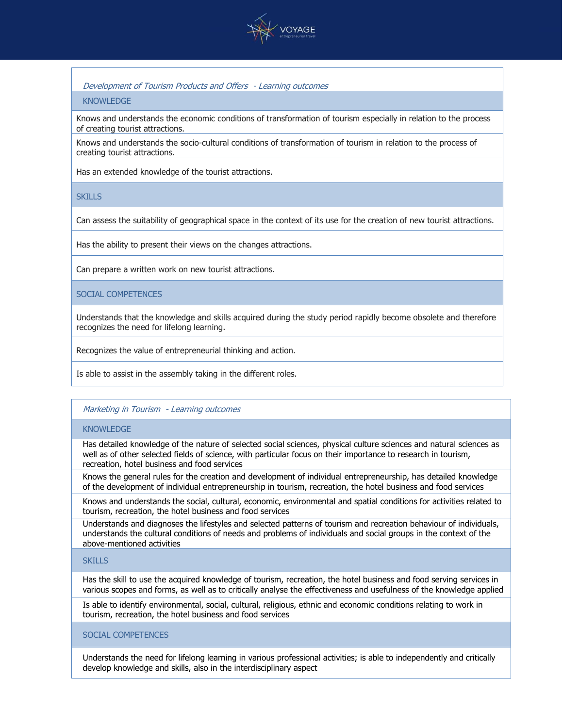| *Development of Tourism Products and Offers - Learning outcomes* |
|---|
| KNOWLEDGE |
| Knows and understands the economic conditions of transformation of tourism especially in relation to the process of creating tourist attractions. |
| Knows and understands the socio-cultural conditions of transformation of tourism in relation to the process of creating tourist attractions. |
| Has an extended knowledge of the tourist attractions. |
| SKILLS |
| Can assess the suitability of geographical space in the context of its use for the creation of new tourist attractions. |
| Has the ability to present their views on the changes attractions. |
| Can prepare a written work on new tourist attractions. |
| SOCIAL COMPETENCES |
| Understands that the knowledge and skills acquired during the study period rapidly become obsolete and therefore recognizes the need for lifelong learning. |
| Recognizes the value of entrepreneurial thinking and action. |
| Is able to assist in the assembly taking in the different roles. |

| *Marketing in Tourism - Learning outcomes* |
|---|
| KNOWLEDGE |
| Has detailed knowledge of the nature of selected social sciences, physical culture sciences and natural sciences as well as of other selected fields of science, with particular focus on their importance to research in tourism, recreation, hotel business and food services |
| Knows the general rules for the creation and development of individual entrepreneurship, has detailed knowledge of the development of individual entrepreneurship in tourism, recreation, the hotel business and food services |
| Knows and understands the social, cultural, economic, environmental and spatial conditions for activities related to tourism, recreation, the hotel business and food services |
| Understands and diagnoses the lifestyles and selected patterns of tourism and recreation behaviour of individuals, understands the cultural conditions of needs and problems of individuals and social groups in the context of the above-mentioned activities |
| SKILLS |
| Has the skill to use the acquired knowledge of tourism, recreation, the hotel business and food serving services in various scopes and forms, as well as to critically analyse the effectiveness and usefulness of the knowledge applied |
| Is able to identify environmental, social, cultural, religious, ethnic and economic conditions relating to work in tourism, recreation, the hotel business and food services |
| SOCIAL COMPETENCES |
| Understands the need for lifelong learning in various professional activities; is able to independently and critically develop knowledge and skills, also in the interdisciplinary aspect |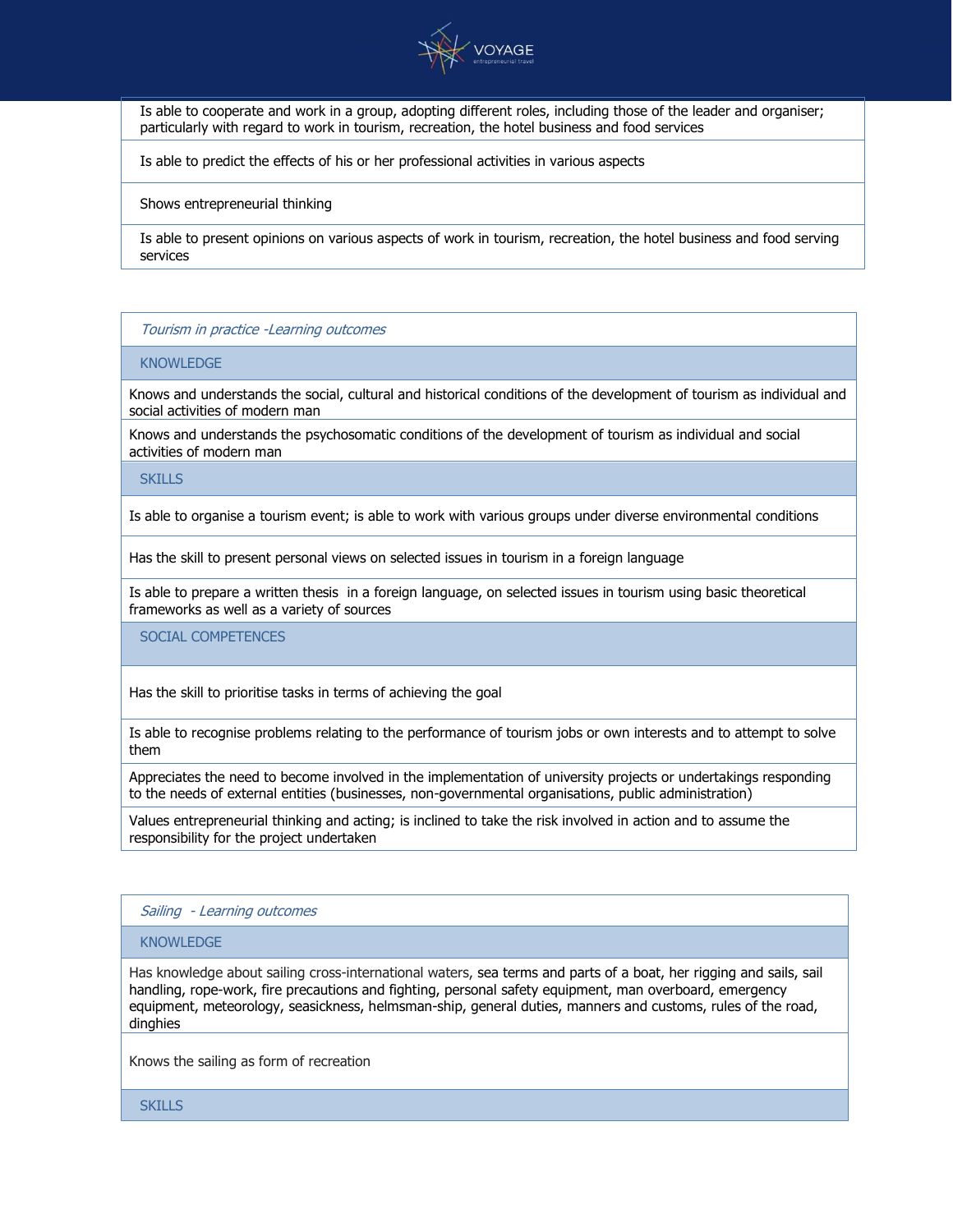| Is able to cooperate and work in a group, adopting different roles, including those of the leader and organiser; particularly with regard to work in tourism, recreation, the hotel business and food services |
|---|
| Is able to predict the effects of his or her professional activities in various aspects |
| Shows entrepreneurial thinking |
| Is able to present opinions on various aspects of work in tourism, recreation, the hotel business and food serving services |

| *Tourism in practice -Learning outcomes* |
|---|
| KNOWLEDGE |
| Knows and understands the social, cultural and historical conditions of the development of tourism as individual and social activities of modern man |
| Knows and understands the psychosomatic conditions of the development of tourism as individual and social activities of modern man |
| SKILLS |
| Is able to organise a tourism event; is able to work with various groups under diverse environmental conditions |
| Has the skill to present personal views on selected issues in tourism in a foreign language |
| Is able to prepare a written thesis in a foreign language, on selected issues in tourism using basic theoretical frameworks as well as a variety of sources |
| SOCIAL COMPETENCES |
| Has the skill to prioritise tasks in terms of achieving the goal |
| Is able to recognise problems relating to the performance of tourism jobs or own interests and to attempt to solve them |
| Appreciates the need to become involved in the implementation of university projects or undertakings responding to the needs of external entities (businesses, non-governmental organisations, public administration) |
| Values entrepreneurial thinking and acting; is inclined to take the risk involved in action and to assume the responsibility for the project undertaken |

| *Sailing - Learning outcomes* |
|---|
| KNOWLEDGE |
| Has knowledge about sailing cross-international waters, sea terms and parts of a boat, her rigging and sails, sail handling, rope-work, fire precautions and fighting, personal safety equipment, man overboard, emergency equipment, meteorology, seasickness, helmsman-ship, general duties, manners and customs, rules of the road, dinghies |
| Knows the sailing as form of recreation |
| SKILLS |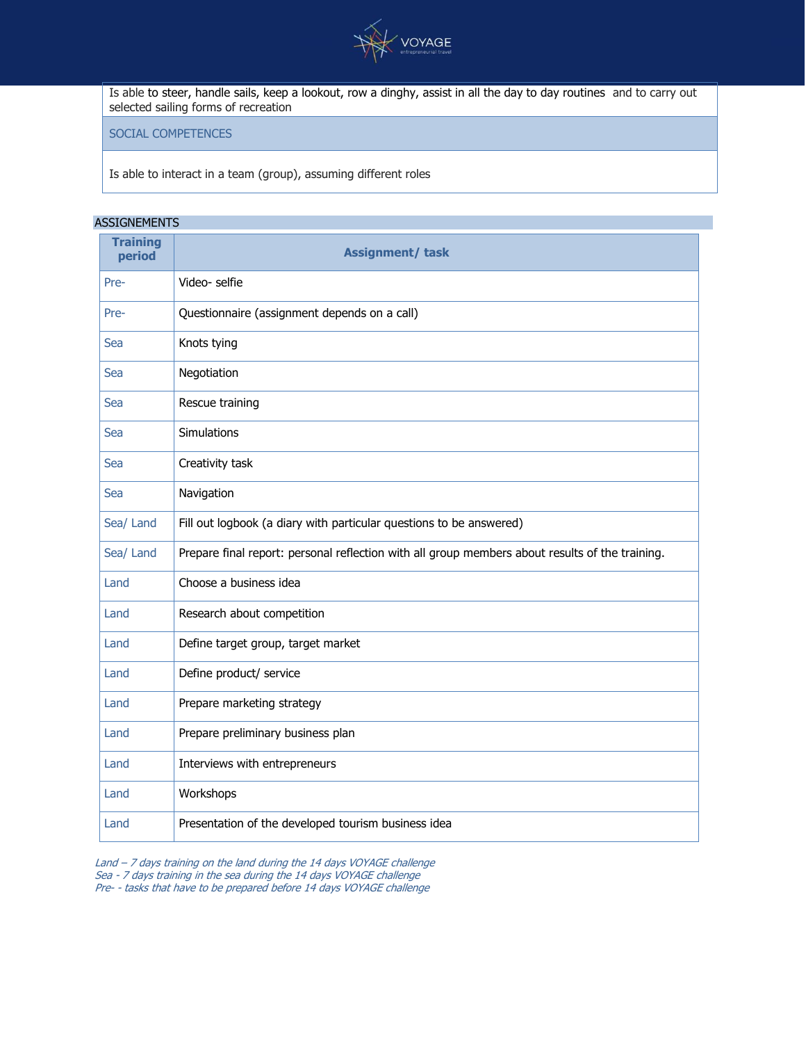Is able to steer, handle sails, keep a lookout, row a dinghy, assist in all the day to day routines and to carry out selected sailing forms of recreation

| SOCIAL COMPETENCES |
|---|
| Is able to interact in a team (group), assuming different roles |

ASSIGNEMENTS

| Training period | Assignment/ task |
|---|---|
| Pre- | Video- selfie |
| Pre- | Questionnaire (assignment depends on a call) |
| Sea | Knots tying |
| Sea | Negotiation |
| Sea | Rescue training |
| Sea | Simulations |
| Sea | Creativity task |
| Sea | Navigation |
| Sea/ Land | Fill out logbook (a diary with particular questions to be answered) |
| Sea/ Land | Prepare final report: personal reflection with all group members about results of the training. |
| Land | Choose a business idea |
| Land | Research about competition |
| Land | Define target group, target market |
| Land | Define product/ service |
| Land | Prepare marketing strategy |
| Land | Prepare preliminary business plan |
| Land | Interviews with entrepreneurs |
| Land | Workshops |
| Land | Presentation of the developed tourism business idea |

*Land – 7 days training on the land during the 14 days VOYAGE challenge*
*Sea - 7 days training in the sea during the 14 days VOYAGE challenge*
*Pre- - tasks that have to be prepared before 14 days VOYAGE challenge*